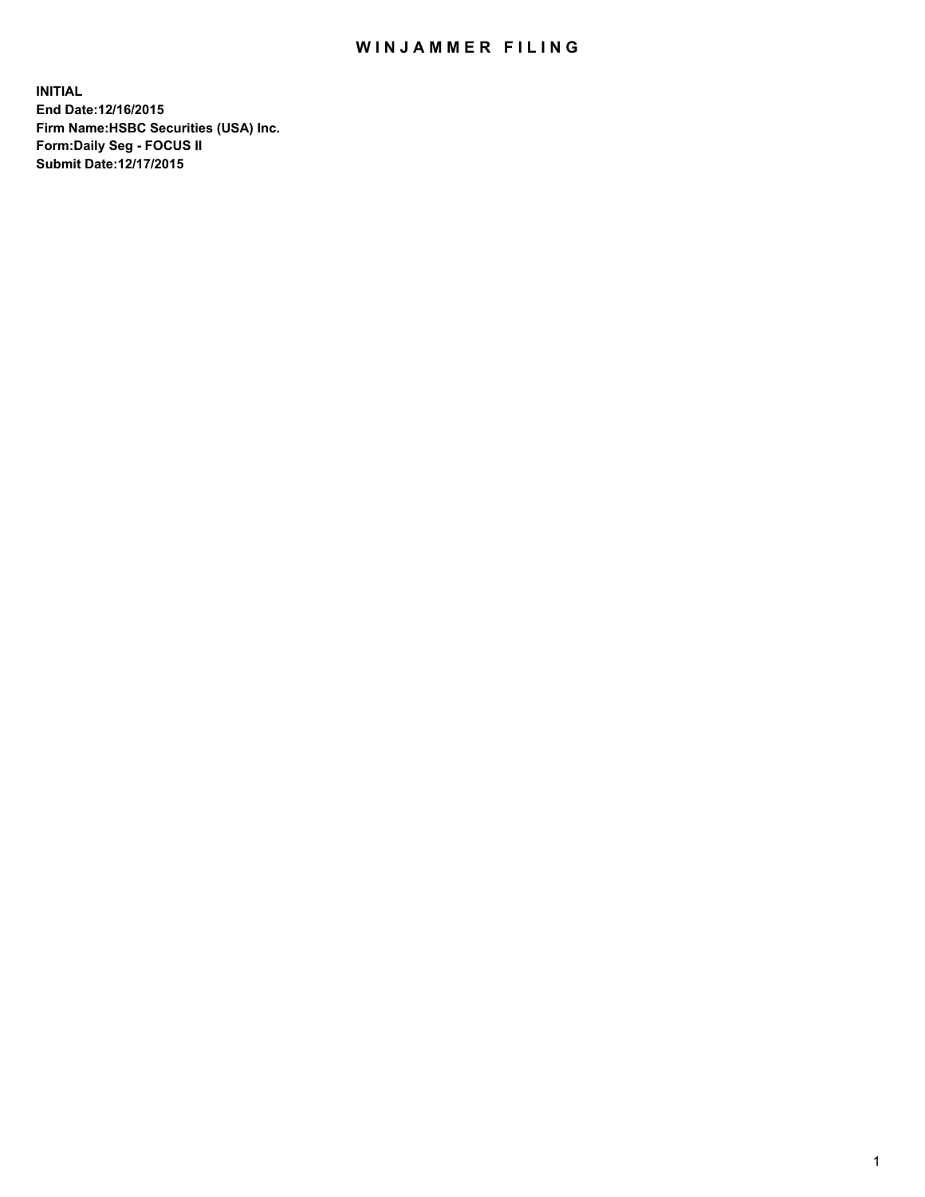# WINJAMMER FILING

**INITIAL**
**End Date:12/16/2015**
**Firm Name:HSBC Securities (USA) Inc.**
**Form:Daily Seg - FOCUS II**
**Submit Date:12/17/2015**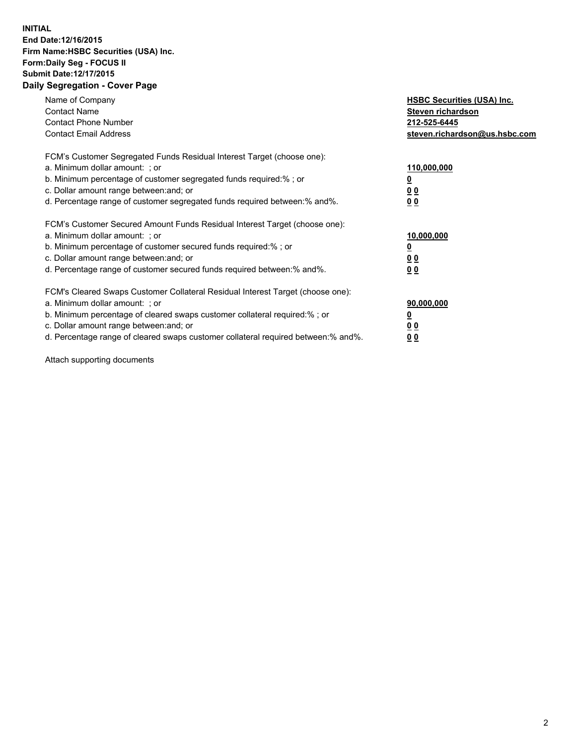**INITIAL**
**End Date:12/16/2015**
**Firm Name:HSBC Securities (USA) Inc.**
**Form:Daily Seg - FOCUS II**
**Submit Date:12/17/2015**

## Daily Segregation - Cover Page

| | |
|---|---|
| Name of Company | **HSBC Securities (USA) Inc.** |
| Contact Name | **Steven richardson** |
| Contact Phone Number | **212-525-6445** |
| Contact Email Address | **steven.richardson@us.hsbc.com** |

| | |
|---|---|
| FCM's Customer Segregated Funds Residual Interest Target (choose one): | |
| a. Minimum dollar amount: ; or | **110,000,000** |
| b. Minimum percentage of customer segregated funds required:% ; or | **0** |
| c. Dollar amount range between:and; or | **0 0** |
| d. Percentage range of customer segregated funds required between:% and%. | **0 0** |

| | |
|---|---|
| FCM's Customer Secured Amount Funds Residual Interest Target (choose one): | |
| a. Minimum dollar amount: ; or | **10,000,000** |
| b. Minimum percentage of customer secured funds required:% ; or | **0** |
| c. Dollar amount range between:and; or | **0 0** |
| d. Percentage range of customer secured funds required between:% and%. | **0 0** |

| | |
|---|---|
| FCM's Cleared Swaps Customer Collateral Residual Interest Target (choose one): | |
| a. Minimum dollar amount: ; or | **90,000,000** |
| b. Minimum percentage of cleared swaps customer collateral required:% ; or | **0** |
| c. Dollar amount range between:and; or | **0 0** |
| d. Percentage range of cleared swaps customer collateral required between:% and%. | **0 0** |

Attach supporting documents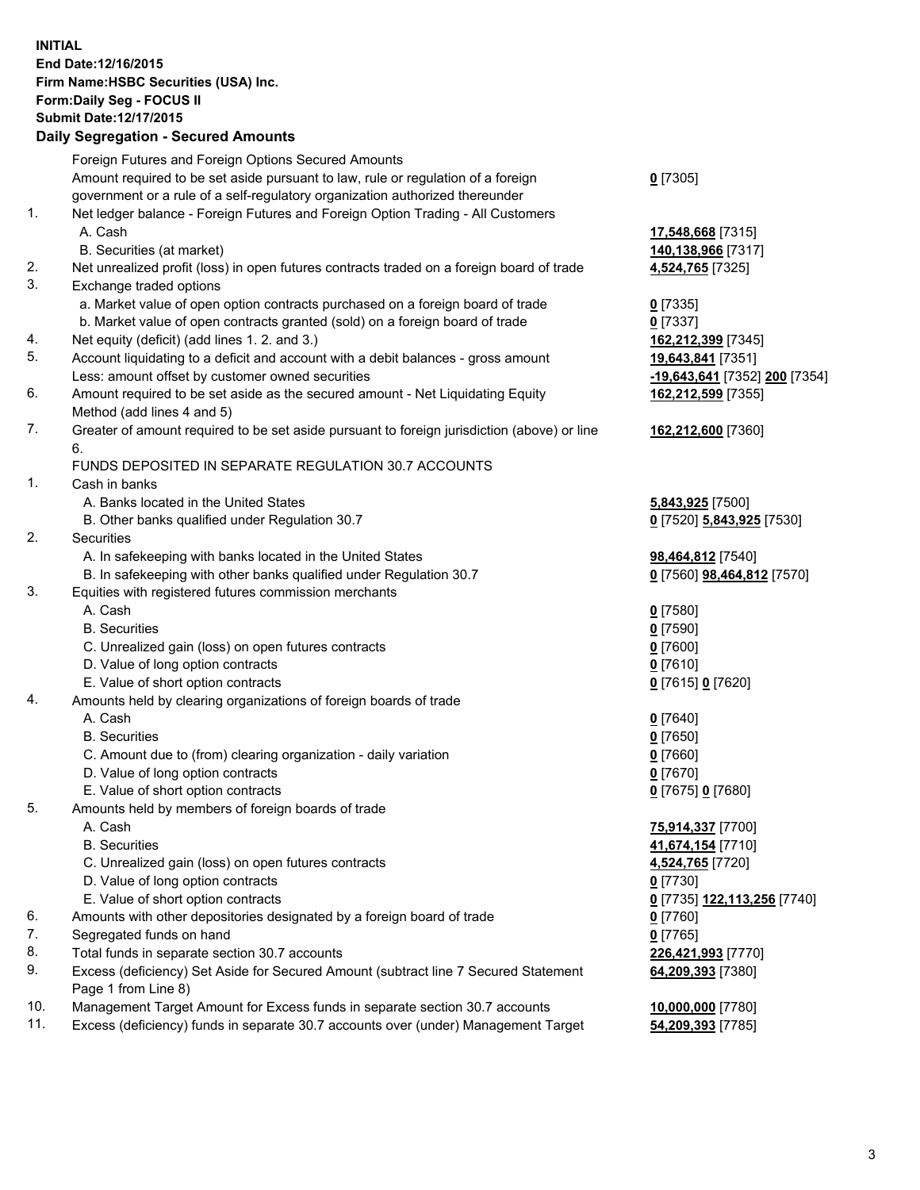**INITIAL**
**End Date:12/16/2015**
**Firm Name:HSBC Securities (USA) Inc.**
**Form:Daily Seg - FOCUS II**
**Submit Date:12/17/2015**

## Daily Segregation - Secured Amounts

| | | |
|---|---|---|
| | Foreign Futures and Foreign Options Secured Amounts | |
| | Amount required to be set aside pursuant to law, rule or regulation of a foreign government or a rule of a self-regulatory organization authorized thereunder | **0** [7305] |
| 1. | Net ledger balance - Foreign Futures and Foreign Option Trading - All Customers | |
| | A. Cash | **17,548,668** [7315] |
| | B. Securities (at market) | **140,138,966** [7317] |
| 2. | Net unrealized profit (loss) in open futures contracts traded on a foreign board of trade | **4,524,765** [7325] |
| 3. | Exchange traded options | |
| | a. Market value of open option contracts purchased on a foreign board of trade | **0** [7335] |
| | b. Market value of open contracts granted (sold) on a foreign board of trade | **0** [7337] |
| 4. | Net equity (deficit) (add lines 1. 2. and 3.) | **162,212,399** [7345] |
| 5. | Account liquidating to a deficit and account with a debit balances - gross amount | **19,643,841** [7351] |
| | Less: amount offset by customer owned securities | **-19,643,641** [7352] **200** [7354] |
| 6. | Amount required to be set aside as the secured amount - Net Liquidating Equity Method (add lines 4 and 5) | **162,212,599** [7355] |
| 7. | Greater of amount required to be set aside pursuant to foreign jurisdiction (above) or line 6. | **162,212,600** [7360] |
| | FUNDS DEPOSITED IN SEPARATE REGULATION 30.7 ACCOUNTS | |
| 1. | Cash in banks | |
| | A. Banks located in the United States | **5,843,925** [7500] |
| | B. Other banks qualified under Regulation 30.7 | **0** [7520] **5,843,925** [7530] |
| 2. | Securities | |
| | A. In safekeeping with banks located in the United States | **98,464,812** [7540] |
| | B. In safekeeping with other banks qualified under Regulation 30.7 | **0** [7560] **98,464,812** [7570] |
| 3. | Equities with registered futures commission merchants | |
| | A. Cash | **0** [7580] |
| | B. Securities | **0** [7590] |
| | C. Unrealized gain (loss) on open futures contracts | **0** [7600] |
| | D. Value of long option contracts | **0** [7610] |
| | E. Value of short option contracts | **0** [7615] **0** [7620] |
| 4. | Amounts held by clearing organizations of foreign boards of trade | |
| | A. Cash | **0** [7640] |
| | B. Securities | **0** [7650] |
| | C. Amount due to (from) clearing organization - daily variation | **0** [7660] |
| | D. Value of long option contracts | **0** [7670] |
| | E. Value of short option contracts | **0** [7675] **0** [7680] |
| 5. | Amounts held by members of foreign boards of trade | |
| | A. Cash | **75,914,337** [7700] |
| | B. Securities | **41,674,154** [7710] |
| | C. Unrealized gain (loss) on open futures contracts | **4,524,765** [7720] |
| | D. Value of long option contracts | **0** [7730] |
| | E. Value of short option contracts | **0** [7735] **122,113,256** [7740] |
| 6. | Amounts with other depositories designated by a foreign board of trade | **0** [7760] |
| 7. | Segregated funds on hand | **0** [7765] |
| 8. | Total funds in separate section 30.7 accounts | **226,421,993** [7770] |
| 9. | Excess (deficiency) Set Aside for Secured Amount (subtract line 7 Secured Statement Page 1 from Line 8) | **64,209,393** [7380] |
| 10. | Management Target Amount for Excess funds in separate section 30.7 accounts | **10,000,000** [7780] |
| 11. | Excess (deficiency) funds in separate 30.7 accounts over (under) Management Target | **54,209,393** [7785] |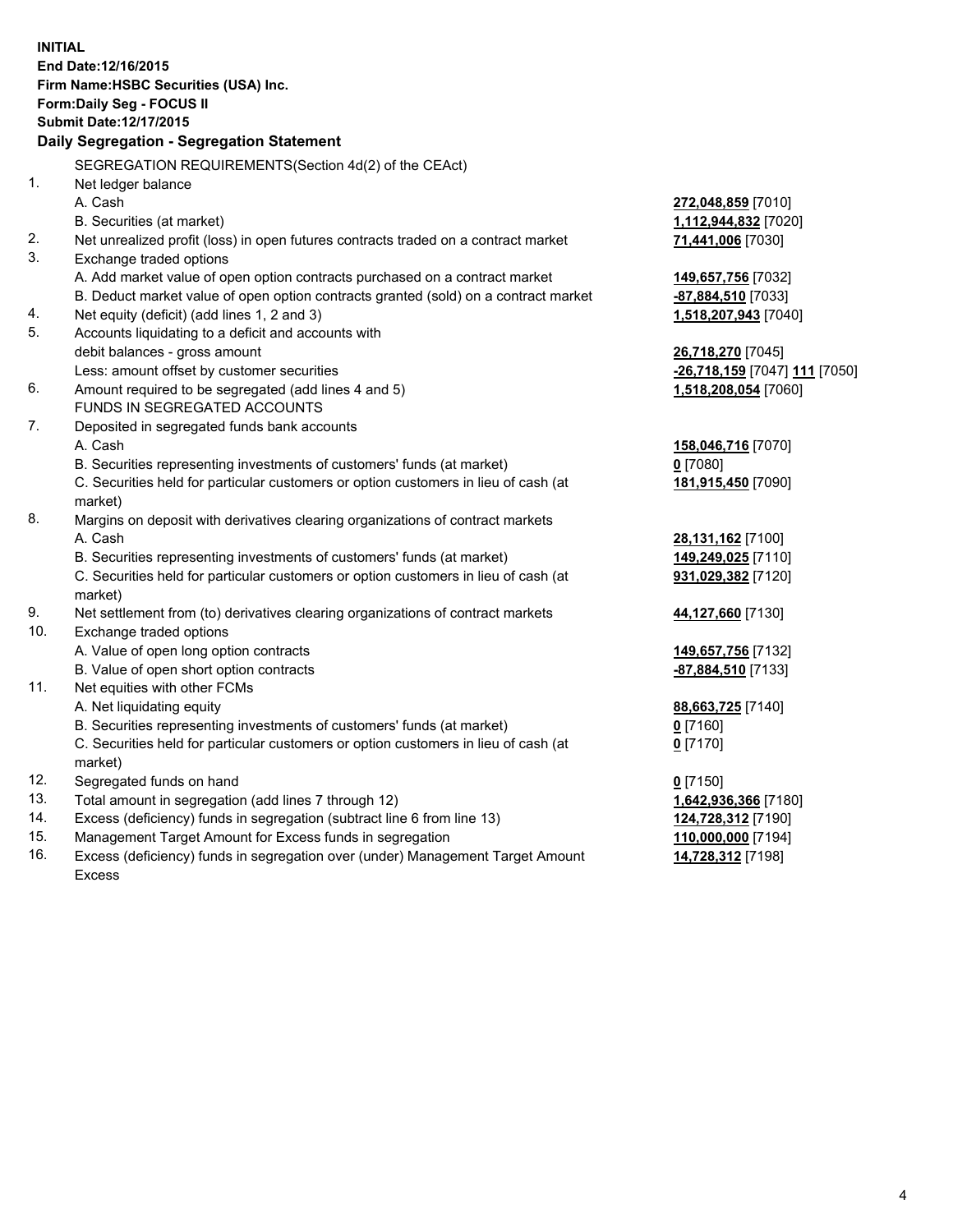**INITIAL**
**End Date:12/16/2015**
**Firm Name:HSBC Securities (USA) Inc.**
**Form:Daily Seg - FOCUS II**
**Submit Date:12/17/2015**

**Daily Segregation - Segregation Statement**

| | | |
|---|---|---|
| | SEGREGATION REQUIREMENTS(Section 4d(2) of the CEAct) | |
| 1. | Net ledger balance | |
| | A. Cash | **272,048,859** [7010] |
| | B. Securities (at market) | **1,112,944,832** [7020] |
| 2. | Net unrealized profit (loss) in open futures contracts traded on a contract market | **71,441,006** [7030] |
| 3. | Exchange traded options | |
| | A. Add market value of open option contracts purchased on a contract market | **149,657,756** [7032] |
| | B. Deduct market value of open option contracts granted (sold) on a contract market | **-87,884,510** [7033] |
| 4. | Net equity (deficit) (add lines 1, 2 and 3) | **1,518,207,943** [7040] |
| 5. | Accounts liquidating to a deficit and accounts with debit balances - gross amount | **26,718,270** [7045] |
| | Less: amount offset by customer securities | **-26,718,159** [7047] **111** [7050] |
| 6. | Amount required to be segregated (add lines 4 and 5) | **1,518,208,054** [7060] |
| | FUNDS IN SEGREGATED ACCOUNTS | |
| 7. | Deposited in segregated funds bank accounts | |
| | A. Cash | **158,046,716** [7070] |
| | B. Securities representing investments of customers' funds (at market) | **0** [7080] |
| | C. Securities held for particular customers or option customers in lieu of cash (at market) | **181,915,450** [7090] |
| 8. | Margins on deposit with derivatives clearing organizations of contract markets | |
| | A. Cash | **28,131,162** [7100] |
| | B. Securities representing investments of customers' funds (at market) | **149,249,025** [7110] |
| | C. Securities held for particular customers or option customers in lieu of cash (at market) | **931,029,382** [7120] |
| 9. | Net settlement from (to) derivatives clearing organizations of contract markets | **44,127,660** [7130] |
| 10. | Exchange traded options | |
| | A. Value of open long option contracts | **149,657,756** [7132] |
| | B. Value of open short option contracts | **-87,884,510** [7133] |
| 11. | Net equities with other FCMs | |
| | A. Net liquidating equity | **88,663,725** [7140] |
| | B. Securities representing investments of customers' funds (at market) | **0** [7160] |
| | C. Securities held for particular customers or option customers in lieu of cash (at market) | **0** [7170] |
| 12. | Segregated funds on hand | **0** [7150] |
| 13. | Total amount in segregation (add lines 7 through 12) | **1,642,936,366** [7180] |
| 14. | Excess (deficiency) funds in segregation (subtract line 6 from line 13) | **124,728,312** [7190] |
| 15. | Management Target Amount for Excess funds in segregation | **110,000,000** [7194] |
| 16. | Excess (deficiency) funds in segregation over (under) Management Target Amount Excess | **14,728,312** [7198] |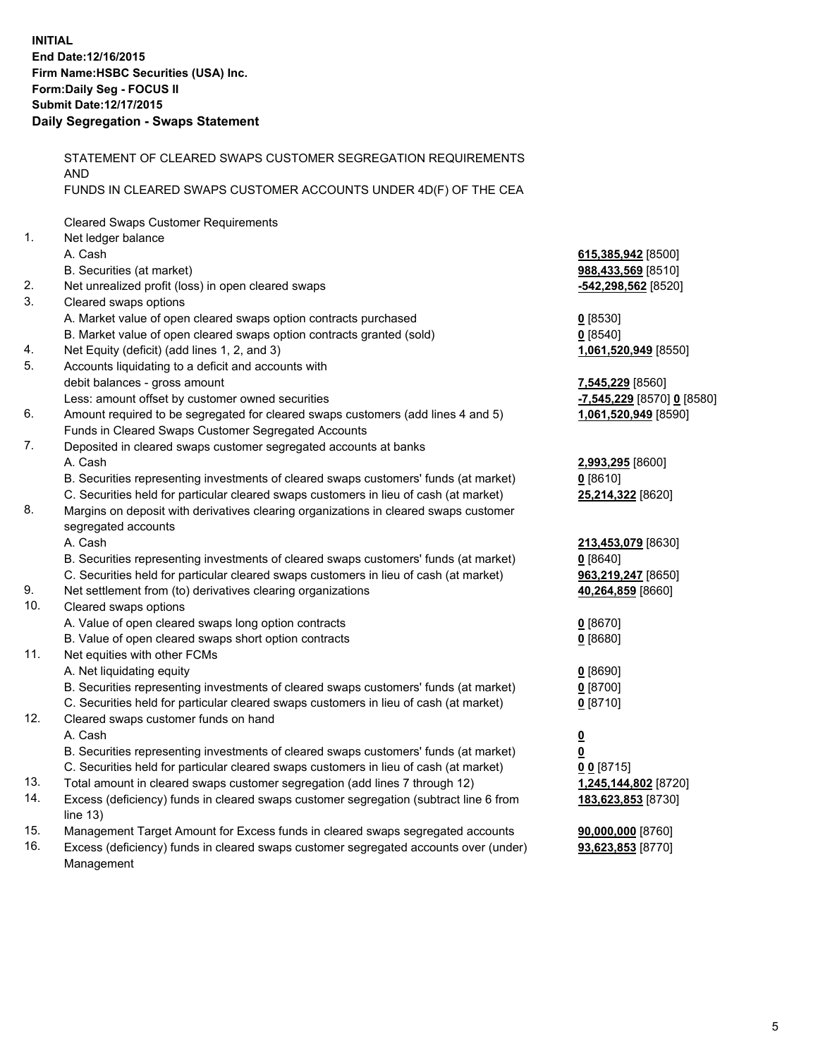**INITIAL**
**End Date:12/16/2015**
**Firm Name:HSBC Securities (USA) Inc.**
**Form:Daily Seg - FOCUS II**
**Submit Date:12/17/2015**
**Daily Segregation - Swaps Statement**

STATEMENT OF CLEARED SWAPS CUSTOMER SEGREGATION REQUIREMENTS AND FUNDS IN CLEARED SWAPS CUSTOMER ACCOUNTS UNDER 4D(F) OF THE CEA

| | | |
|---|---|---|
| | Cleared Swaps Customer Requirements | |
| 1. | Net ledger balance | |
| | A. Cash | **615,385,942** [8500] |
| | B. Securities (at market) | **988,433,569** [8510] |
| 2. | Net unrealized profit (loss) in open cleared swaps | **-542,298,562** [8520] |
| 3. | Cleared swaps options | |
| | A. Market value of open cleared swaps option contracts purchased | **0** [8530] |
| | B. Market value of open cleared swaps option contracts granted (sold) | **0** [8540] |
| 4. | Net Equity (deficit) (add lines 1, 2, and 3) | **1,061,520,949** [8550] |
| 5. | Accounts liquidating to a deficit and accounts with debit balances - gross amount | **7,545,229** [8560] |
| | Less: amount offset by customer owned securities | **-7,545,229** [8570] **0** [8580] |
| 6. | Amount required to be segregated for cleared swaps customers (add lines 4 and 5) | **1,061,520,949** [8590] |
| | Funds in Cleared Swaps Customer Segregated Accounts | |
| 7. | Deposited in cleared swaps customer segregated accounts at banks | |
| | A. Cash | **2,993,295** [8600] |
| | B. Securities representing investments of cleared swaps customers' funds (at market) | **0** [8610] |
| | C. Securities held for particular cleared swaps customers in lieu of cash (at market) | **25,214,322** [8620] |
| 8. | Margins on deposit with derivatives clearing organizations in cleared swaps customer segregated accounts | |
| | A. Cash | **213,453,079** [8630] |
| | B. Securities representing investments of cleared swaps customers' funds (at market) | **0** [8640] |
| | C. Securities held for particular cleared swaps customers in lieu of cash (at market) | **963,219,247** [8650] |
| 9. | Net settlement from (to) derivatives clearing organizations | **40,264,859** [8660] |
| 10. | Cleared swaps options | |
| | A. Value of open cleared swaps long option contracts | **0** [8670] |
| | B. Value of open cleared swaps short option contracts | **0** [8680] |
| 11. | Net equities with other FCMs | |
| | A. Net liquidating equity | **0** [8690] |
| | B. Securities representing investments of cleared swaps customers' funds (at market) | **0** [8700] |
| | C. Securities held for particular cleared swaps customers in lieu of cash (at market) | **0** [8710] |
| 12. | Cleared swaps customer funds on hand | |
| | A. Cash | **0** |
| | B. Securities representing investments of cleared swaps customers' funds (at market) | **0** |
| | C. Securities held for particular cleared swaps customers in lieu of cash (at market) | **0** **0** [8715] |
| 13. | Total amount in cleared swaps customer segregation (add lines 7 through 12) | **1,245,144,802** [8720] |
| 14. | Excess (deficiency) funds in cleared swaps customer segregation (subtract line 6 from line 13) | **183,623,853** [8730] |
| 15. | Management Target Amount for Excess funds in cleared swaps segregated accounts | **90,000,000** [8760] |
| 16. | Excess (deficiency) funds in cleared swaps customer segregated accounts over (under) Management | **93,623,853** [8770] |